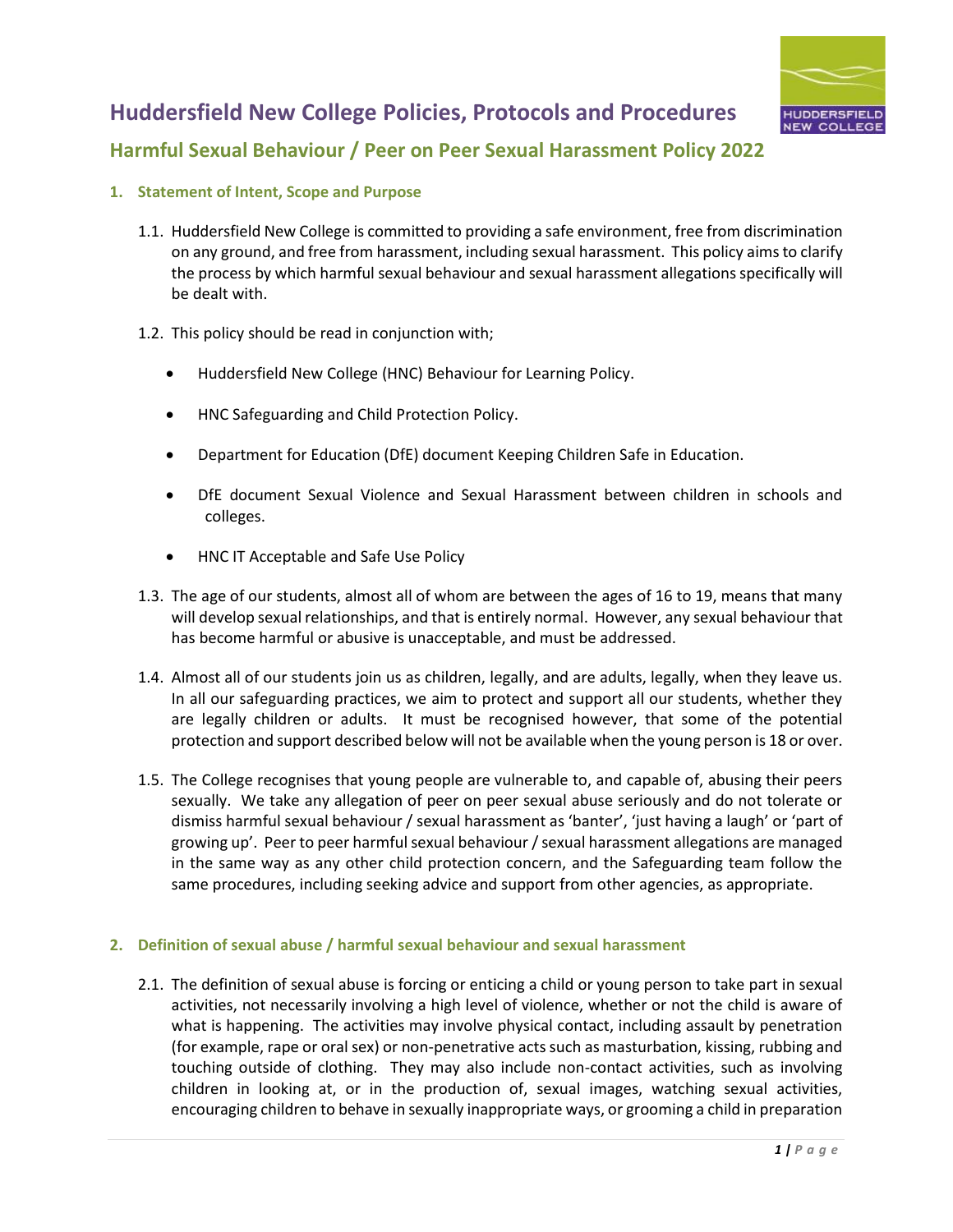# Huddersfield New College Policies, Protocols and Procedures

## Harmful Sexual Behaviour / Peer on Peer Sexual Harassment Policy 2022

### 1. Statement of Intent, Scope and Purpose

1.1. Huddersfield New College is committed to providing a safe environment, free from discrimination on any ground, and free from harassment, including sexual harassment. This policy aims to clarify the process by which harmful sexual behaviour and sexual harassment allegations specifically will be dealt with.

1.2. This policy should be read in conjunction with;

- Huddersfield New College (HNC) Behaviour for Learning Policy.
- HNC Safeguarding and Child Protection Policy.
- Department for Education (DfE) document Keeping Children Safe in Education.
- DfE document Sexual Violence and Sexual Harassment between children in schools and colleges.
- HNC IT Acceptable and Safe Use Policy

1.3. The age of our students, almost all of whom are between the ages of 16 to 19, means that many will develop sexual relationships, and that is entirely normal. However, any sexual behaviour that has become harmful or abusive is unacceptable, and must be addressed.

1.4. Almost all of our students join us as children, legally, and are adults, legally, when they leave us. In all our safeguarding practices, we aim to protect and support all our students, whether they are legally children or adults. It must be recognised however, that some of the potential protection and support described below will not be available when the young person is 18 or over.

1.5. The College recognises that young people are vulnerable to, and capable of, abusing their peers sexually. We take any allegation of peer on peer sexual abuse seriously and do not tolerate or dismiss harmful sexual behaviour / sexual harassment as 'banter', 'just having a laugh' or 'part of growing up'. Peer to peer harmful sexual behaviour / sexual harassment allegations are managed in the same way as any other child protection concern, and the Safeguarding team follow the same procedures, including seeking advice and support from other agencies, as appropriate.

### 2. Definition of sexual abuse / harmful sexual behaviour and sexual harassment

2.1. The definition of sexual abuse is forcing or enticing a child or young person to take part in sexual activities, not necessarily involving a high level of violence, whether or not the child is aware of what is happening. The activities may involve physical contact, including assault by penetration (for example, rape or oral sex) or non-penetrative acts such as masturbation, kissing, rubbing and touching outside of clothing. They may also include non-contact activities, such as involving children in looking at, or in the production of, sexual images, watching sexual activities, encouraging children to behave in sexually inappropriate ways, or grooming a child in preparation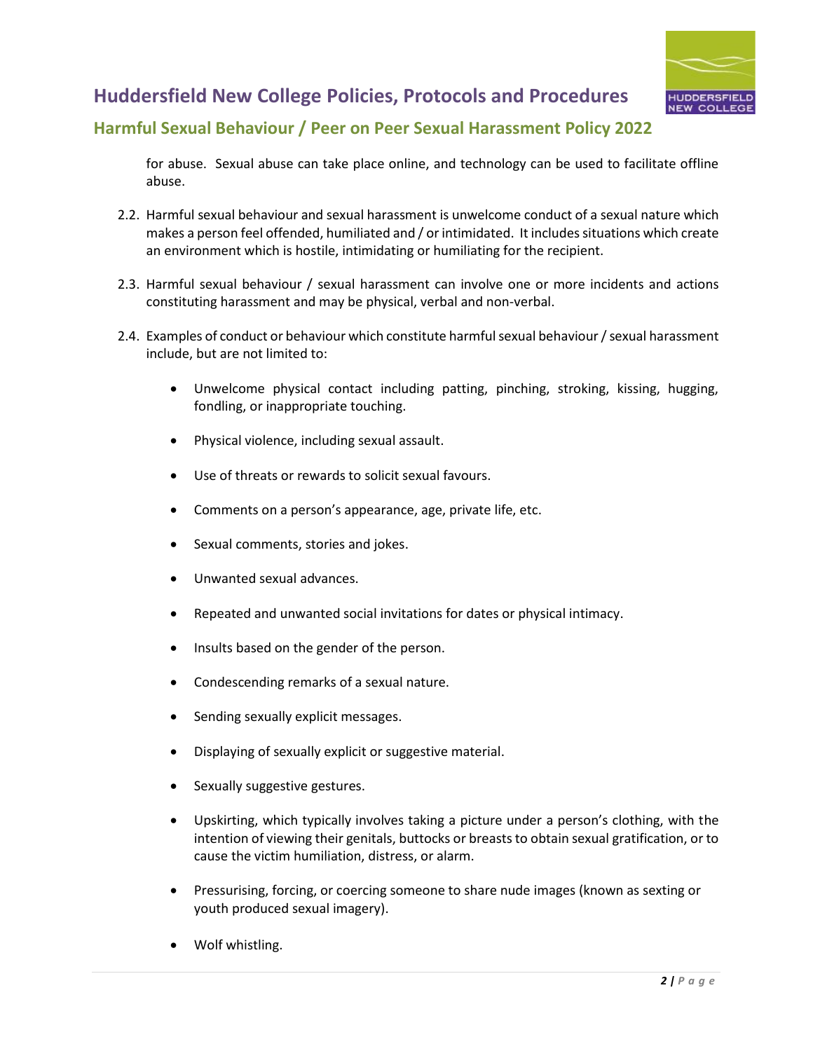for abuse. Sexual abuse can take place online, and technology can be used to facilitate offline abuse.

2.2. Harmful sexual behaviour and sexual harassment is unwelcome conduct of a sexual nature which makes a person feel offended, humiliated and / or intimidated. It includes situations which create an environment which is hostile, intimidating or humiliating for the recipient.

2.3. Harmful sexual behaviour / sexual harassment can involve one or more incidents and actions constituting harassment and may be physical, verbal and non-verbal.

2.4. Examples of conduct or behaviour which constitute harmful sexual behaviour / sexual harassment include, but are not limited to:

- Unwelcome physical contact including patting, pinching, stroking, kissing, hugging, fondling, or inappropriate touching.
- Physical violence, including sexual assault.
- Use of threats or rewards to solicit sexual favours.
- Comments on a person's appearance, age, private life, etc.
- Sexual comments, stories and jokes.
- Unwanted sexual advances.
- Repeated and unwanted social invitations for dates or physical intimacy.
- Insults based on the gender of the person.
- Condescending remarks of a sexual nature.
- Sending sexually explicit messages.
- Displaying of sexually explicit or suggestive material.
- Sexually suggestive gestures.
- Upskirting, which typically involves taking a picture under a person's clothing, with the intention of viewing their genitals, buttocks or breasts to obtain sexual gratification, or to cause the victim humiliation, distress, or alarm.
- Pressurising, forcing, or coercing someone to share nude images (known as sexting or youth produced sexual imagery).
- Wolf whistling.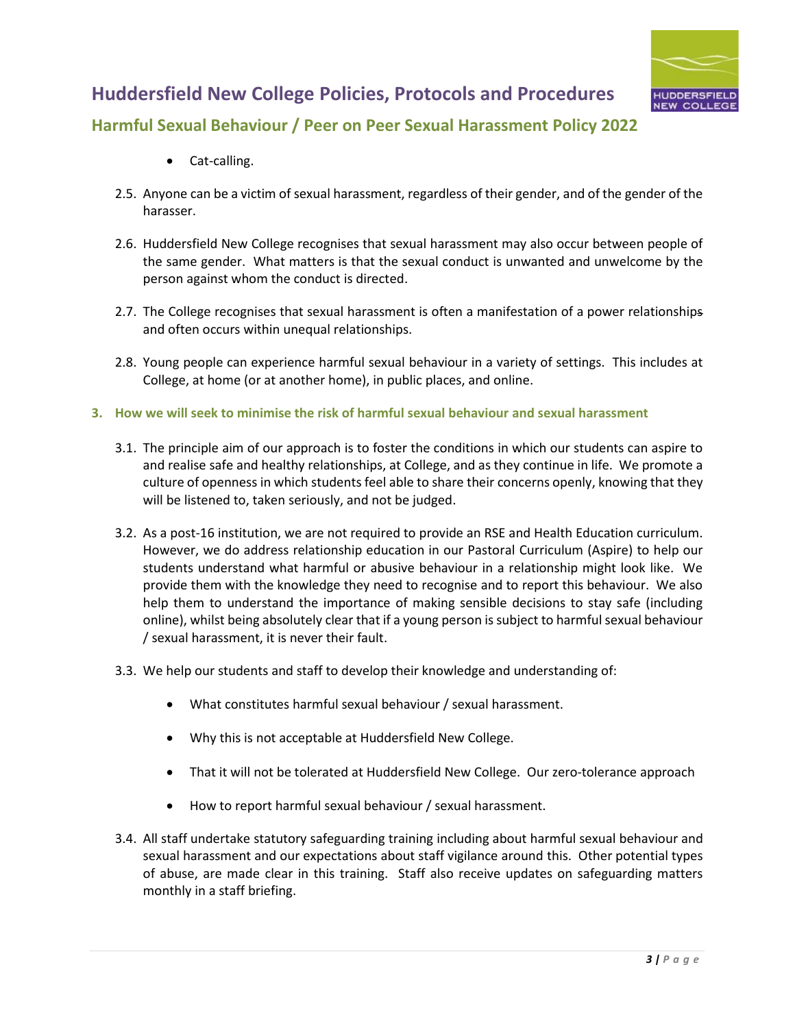- Cat-calling.

2.5. Anyone can be a victim of sexual harassment, regardless of their gender, and of the gender of the harasser.

2.6. Huddersfield New College recognises that sexual harassment may also occur between people of the same gender. What matters is that the sexual conduct is unwanted and unwelcome by the person against whom the conduct is directed.

2.7. The College recognises that sexual harassment is often a manifestation of a power relationships and often occurs within unequal relationships.

2.8. Young people can experience harmful sexual behaviour in a variety of settings. This includes at College, at home (or at another home), in public places, and online.

## 3. How we will seek to minimise the risk of harmful sexual behaviour and sexual harassment

3.1. The principle aim of our approach is to foster the conditions in which our students can aspire to and realise safe and healthy relationships, at College, and as they continue in life. We promote a culture of openness in which students feel able to share their concerns openly, knowing that they will be listened to, taken seriously, and not be judged.

3.2. As a post-16 institution, we are not required to provide an RSE and Health Education curriculum. However, we do address relationship education in our Pastoral Curriculum (Aspire) to help our students understand what harmful or abusive behaviour in a relationship might look like. We provide them with the knowledge they need to recognise and to report this behaviour. We also help them to understand the importance of making sensible decisions to stay safe (including online), whilst being absolutely clear that if a young person is subject to harmful sexual behaviour / sexual harassment, it is never their fault.

3.3. We help our students and staff to develop their knowledge and understanding of:

- What constitutes harmful sexual behaviour / sexual harassment.
- Why this is not acceptable at Huddersfield New College.
- That it will not be tolerated at Huddersfield New College. Our zero-tolerance approach
- How to report harmful sexual behaviour / sexual harassment.

3.4. All staff undertake statutory safeguarding training including about harmful sexual behaviour and sexual harassment and our expectations about staff vigilance around this. Other potential types of abuse, are made clear in this training. Staff also receive updates on safeguarding matters monthly in a staff briefing.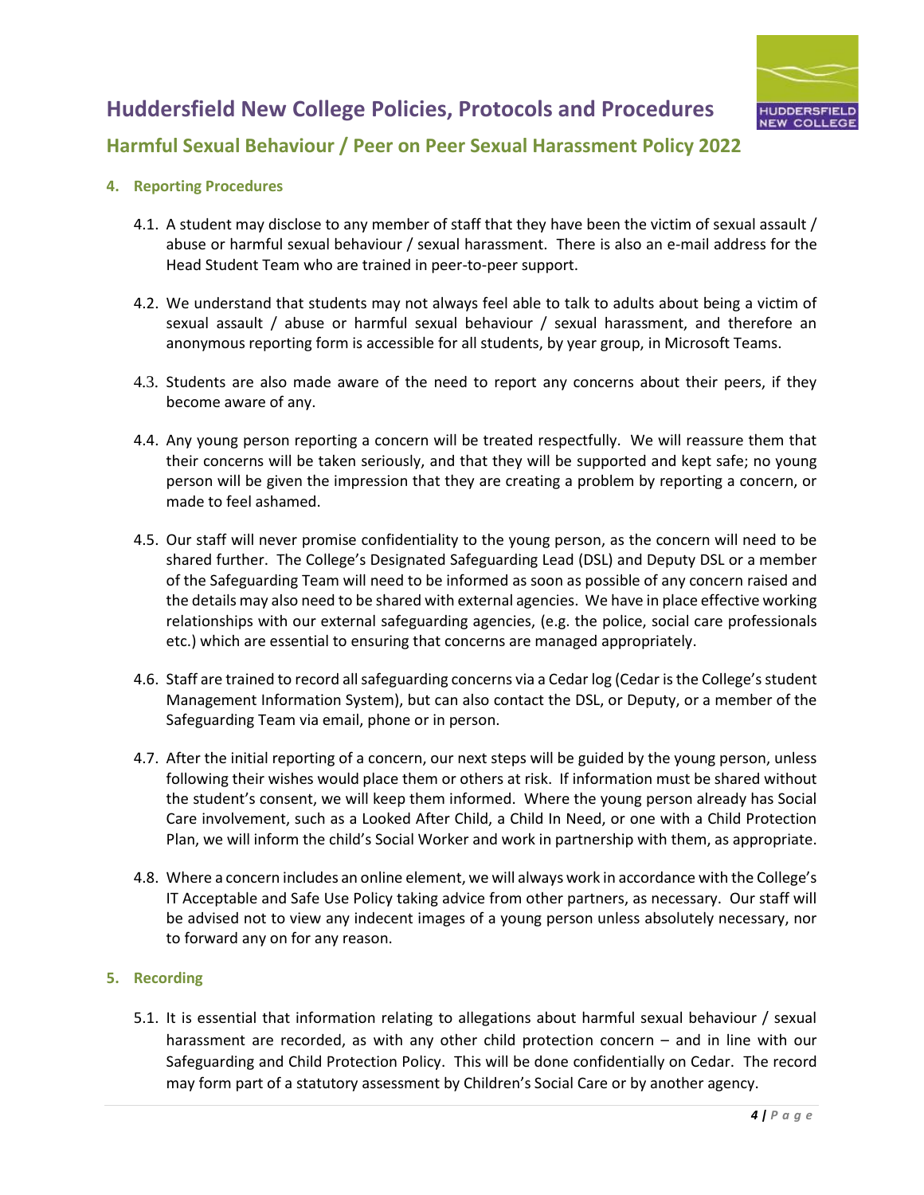## 4. Reporting Procedures

4.1. A student may disclose to any member of staff that they have been the victim of sexual assault / abuse or harmful sexual behaviour / sexual harassment. There is also an e-mail address for the Head Student Team who are trained in peer-to-peer support.

4.2. We understand that students may not always feel able to talk to adults about being a victim of sexual assault / abuse or harmful sexual behaviour / sexual harassment, and therefore an anonymous reporting form is accessible for all students, by year group, in Microsoft Teams.

4.3. Students are also made aware of the need to report any concerns about their peers, if they become aware of any.

4.4. Any young person reporting a concern will be treated respectfully. We will reassure them that their concerns will be taken seriously, and that they will be supported and kept safe; no young person will be given the impression that they are creating a problem by reporting a concern, or made to feel ashamed.

4.5. Our staff will never promise confidentiality to the young person, as the concern will need to be shared further. The College's Designated Safeguarding Lead (DSL) and Deputy DSL or a member of the Safeguarding Team will need to be informed as soon as possible of any concern raised and the details may also need to be shared with external agencies. We have in place effective working relationships with our external safeguarding agencies, (e.g. the police, social care professionals etc.) which are essential to ensuring that concerns are managed appropriately.

4.6. Staff are trained to record all safeguarding concerns via a Cedar log (Cedar is the College's student Management Information System), but can also contact the DSL, or Deputy, or a member of the Safeguarding Team via email, phone or in person.

4.7. After the initial reporting of a concern, our next steps will be guided by the young person, unless following their wishes would place them or others at risk. If information must be shared without the student's consent, we will keep them informed. Where the young person already has Social Care involvement, such as a Looked After Child, a Child In Need, or one with a Child Protection Plan, we will inform the child's Social Worker and work in partnership with them, as appropriate.

4.8. Where a concern includes an online element, we will always work in accordance with the College's IT Acceptable and Safe Use Policy taking advice from other partners, as necessary. Our staff will be advised not to view any indecent images of a young person unless absolutely necessary, nor to forward any on for any reason.

## 5. Recording

5.1. It is essential that information relating to allegations about harmful sexual behaviour / sexual harassment are recorded, as with any other child protection concern – and in line with our Safeguarding and Child Protection Policy. This will be done confidentially on Cedar. The record may form part of a statutory assessment by Children's Social Care or by another agency.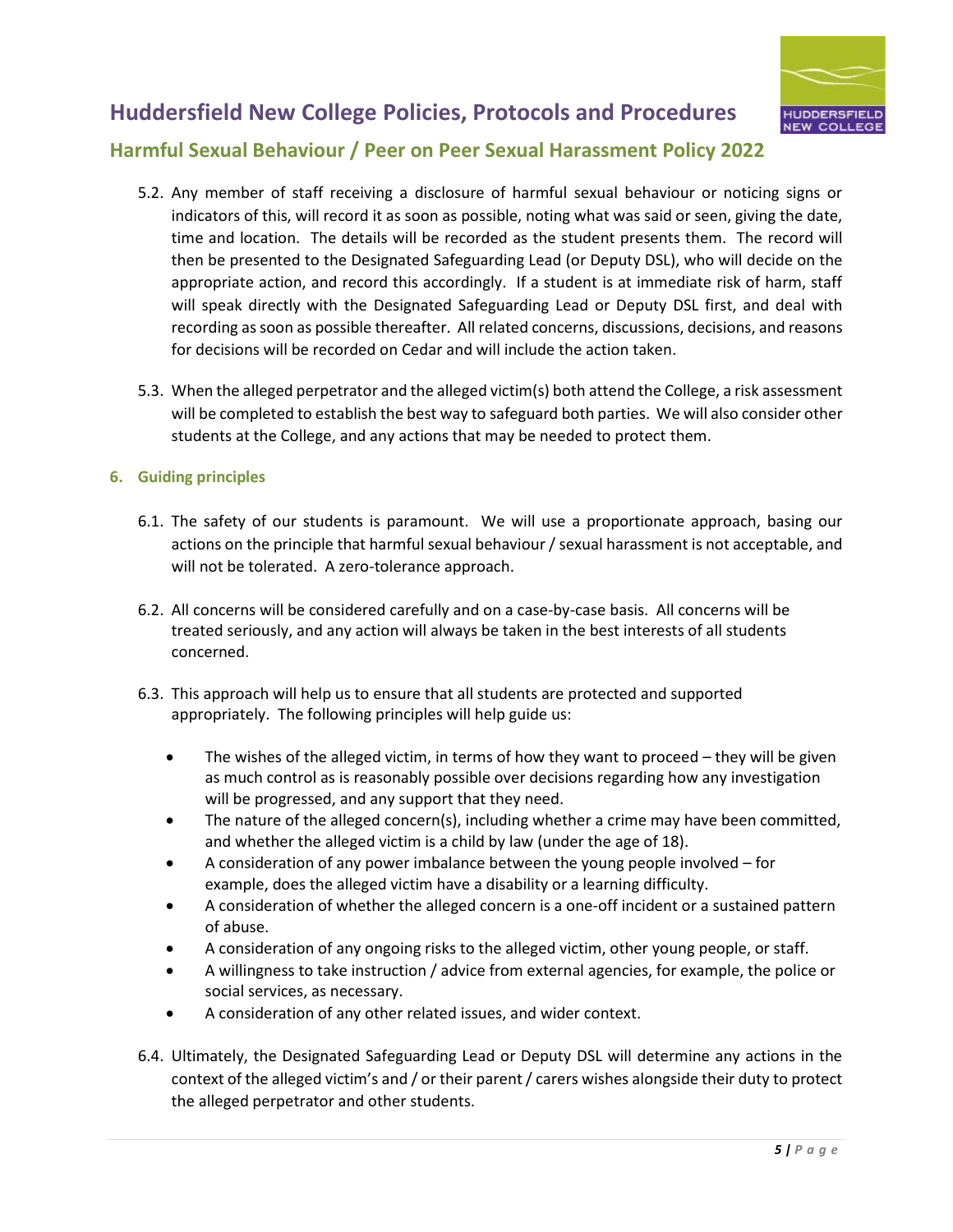5.2. Any member of staff receiving a disclosure of harmful sexual behaviour or noticing signs or indicators of this, will record it as soon as possible, noting what was said or seen, giving the date, time and location. The details will be recorded as the student presents them. The record will then be presented to the Designated Safeguarding Lead (or Deputy DSL), who will decide on the appropriate action, and record this accordingly. If a student is at immediate risk of harm, staff will speak directly with the Designated Safeguarding Lead or Deputy DSL first, and deal with recording as soon as possible thereafter. All related concerns, discussions, decisions, and reasons for decisions will be recorded on Cedar and will include the action taken.

5.3. When the alleged perpetrator and the alleged victim(s) both attend the College, a risk assessment will be completed to establish the best way to safeguard both parties. We will also consider other students at the College, and any actions that may be needed to protect them.

## 6. Guiding principles

6.1. The safety of our students is paramount. We will use a proportionate approach, basing our actions on the principle that harmful sexual behaviour / sexual harassment is not acceptable, and will not be tolerated. A zero-tolerance approach.

6.2. All concerns will be considered carefully and on a case-by-case basis. All concerns will be treated seriously, and any action will always be taken in the best interests of all students concerned.

6.3. This approach will help us to ensure that all students are protected and supported appropriately. The following principles will help guide us:

- The wishes of the alleged victim, in terms of how they want to proceed – they will be given as much control as is reasonably possible over decisions regarding how any investigation will be progressed, and any support that they need.
- The nature of the alleged concern(s), including whether a crime may have been committed, and whether the alleged victim is a child by law (under the age of 18).
- A consideration of any power imbalance between the young people involved – for example, does the alleged victim have a disability or a learning difficulty.
- A consideration of whether the alleged concern is a one-off incident or a sustained pattern of abuse.
- A consideration of any ongoing risks to the alleged victim, other young people, or staff.
- A willingness to take instruction / advice from external agencies, for example, the police or social services, as necessary.
- A consideration of any other related issues, and wider context.

6.4. Ultimately, the Designated Safeguarding Lead or Deputy DSL will determine any actions in the context of the alleged victim's and / or their parent / carers wishes alongside their duty to protect the alleged perpetrator and other students.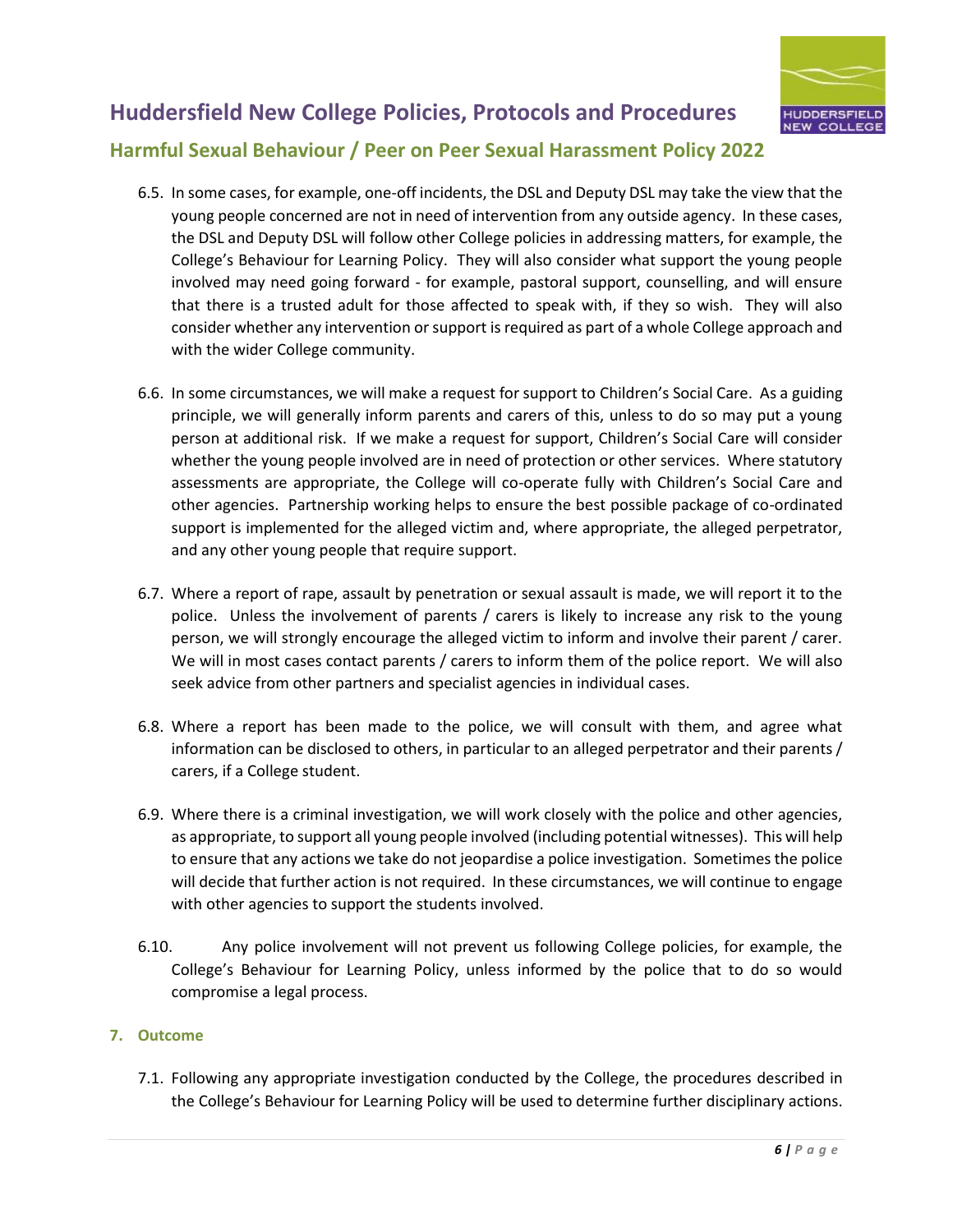6.5. In some cases, for example, one-off incidents, the DSL and Deputy DSL may take the view that the young people concerned are not in need of intervention from any outside agency. In these cases, the DSL and Deputy DSL will follow other College policies in addressing matters, for example, the College's Behaviour for Learning Policy. They will also consider what support the young people involved may need going forward - for example, pastoral support, counselling, and will ensure that there is a trusted adult for those affected to speak with, if they so wish. They will also consider whether any intervention or support is required as part of a whole College approach and with the wider College community.

6.6. In some circumstances, we will make a request for support to Children's Social Care. As a guiding principle, we will generally inform parents and carers of this, unless to do so may put a young person at additional risk. If we make a request for support, Children's Social Care will consider whether the young people involved are in need of protection or other services. Where statutory assessments are appropriate, the College will co-operate fully with Children's Social Care and other agencies. Partnership working helps to ensure the best possible package of co-ordinated support is implemented for the alleged victim and, where appropriate, the alleged perpetrator, and any other young people that require support.

6.7. Where a report of rape, assault by penetration or sexual assault is made, we will report it to the police. Unless the involvement of parents / carers is likely to increase any risk to the young person, we will strongly encourage the alleged victim to inform and involve their parent / carer. We will in most cases contact parents / carers to inform them of the police report. We will also seek advice from other partners and specialist agencies in individual cases.

6.8. Where a report has been made to the police, we will consult with them, and agree what information can be disclosed to others, in particular to an alleged perpetrator and their parents / carers, if a College student.

6.9. Where there is a criminal investigation, we will work closely with the police and other agencies, as appropriate, to support all young people involved (including potential witnesses). This will help to ensure that any actions we take do not jeopardise a police investigation. Sometimes the police will decide that further action is not required. In these circumstances, we will continue to engage with other agencies to support the students involved.

6.10. Any police involvement will not prevent us following College policies, for example, the College's Behaviour for Learning Policy, unless informed by the police that to do so would compromise a legal process.

## 7. Outcome

7.1. Following any appropriate investigation conducted by the College, the procedures described in the College's Behaviour for Learning Policy will be used to determine further disciplinary actions.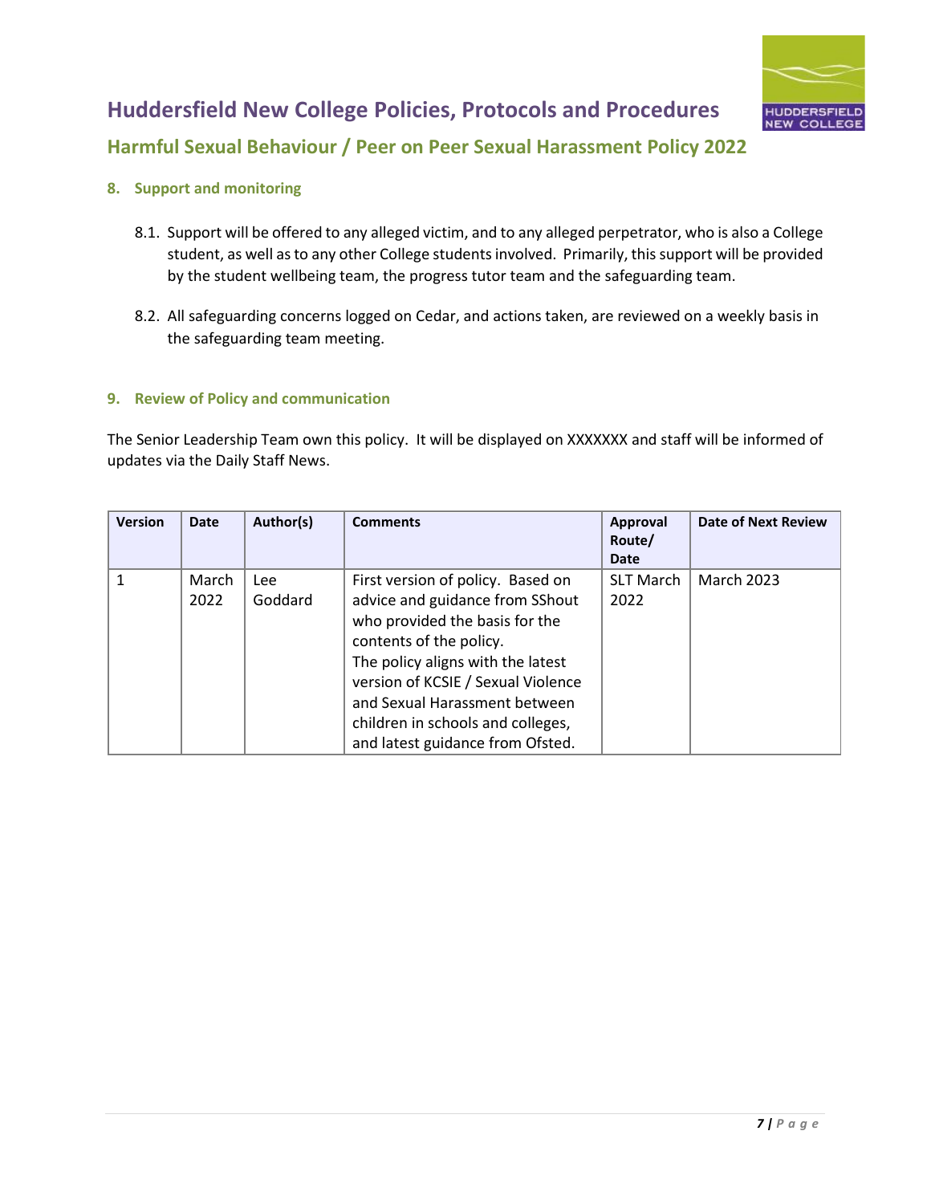## 8. Support and monitoring

8.1. Support will be offered to any alleged victim, and to any alleged perpetrator, who is also a College student, as well as to any other College students involved. Primarily, this support will be provided by the student wellbeing team, the progress tutor team and the safeguarding team.

8.2. All safeguarding concerns logged on Cedar, and actions taken, are reviewed on a weekly basis in the safeguarding team meeting.

## 9. Review of Policy and communication

The Senior Leadership Team own this policy. It will be displayed on XXXXXXX and staff will be informed of updates via the Daily Staff News.

| Version | Date | Author(s) | Comments | Approval Route/ Date | Date of Next Review |
|---|---|---|---|---|---|
| 1 | March 2022 | Lee Goddard | First version of policy. Based on advice and guidance from SShout who provided the basis for the contents of the policy. The policy aligns with the latest version of KCSIE / Sexual Violence and Sexual Harassment between children in schools and colleges, and latest guidance from Ofsted. | SLT March 2022 | March 2023 |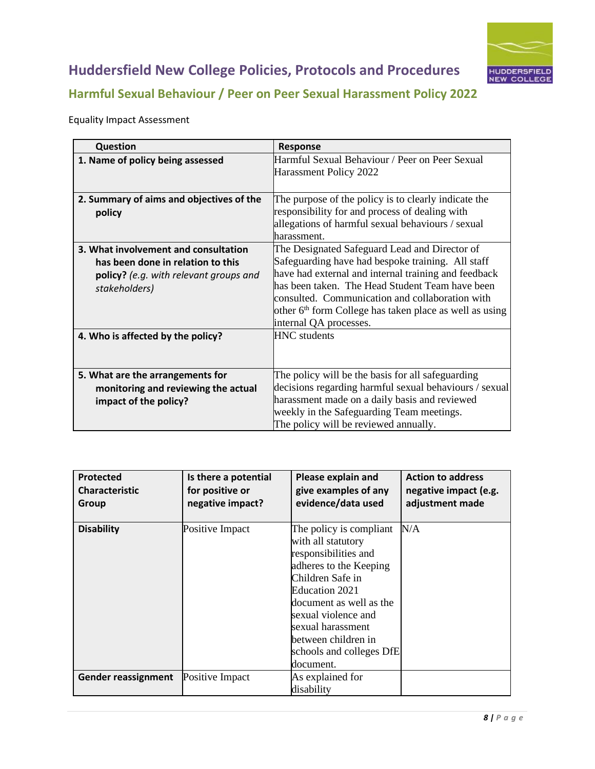Equality Impact Assessment

| Question | Response |
|---|---|
| **1. Name of policy being assessed** | Harmful Sexual Behaviour / Peer on Peer Sexual Harassment Policy 2022 |
| **2. Summary of aims and objectives of the policy** | The purpose of the policy is to clearly indicate the responsibility for and process of dealing with allegations of harmful sexual behaviours / sexual harassment. |
| **3. What involvement and consultation has been done in relation to this policy?** *(e.g. with relevant groups and stakeholders)* | The Designated Safeguard Lead and Director of Safeguarding have had bespoke training. All staff have had external and internal training and feedback has been taken. The Head Student Team have been consulted. Communication and collaboration with other 6th form College has taken place as well as using internal QA processes. |
| **4. Who is affected by the policy?** | HNC students |
| **5. What are the arrangements for monitoring and reviewing the actual impact of the policy?** | The policy will be the basis for all safeguarding decisions regarding harmful sexual behaviours / sexual harassment made on a daily basis and reviewed weekly in the Safeguarding Team meetings. The policy will be reviewed annually. |

| Protected Characteristic Group | Is there a potential for positive or negative impact? | Please explain and give examples of any evidence/data used | Action to address negative impact (e.g. adjustment made |
|---|---|---|---|
| **Disability** | Positive Impact | The policy is compliant with all statutory responsibilities and adheres to the Keeping Children Safe in Education 2021 document as well as the sexual violence and sexual harassment between children in schools and colleges DfE document. | N/A |
| **Gender reassignment** | Positive Impact | As explained for disability | |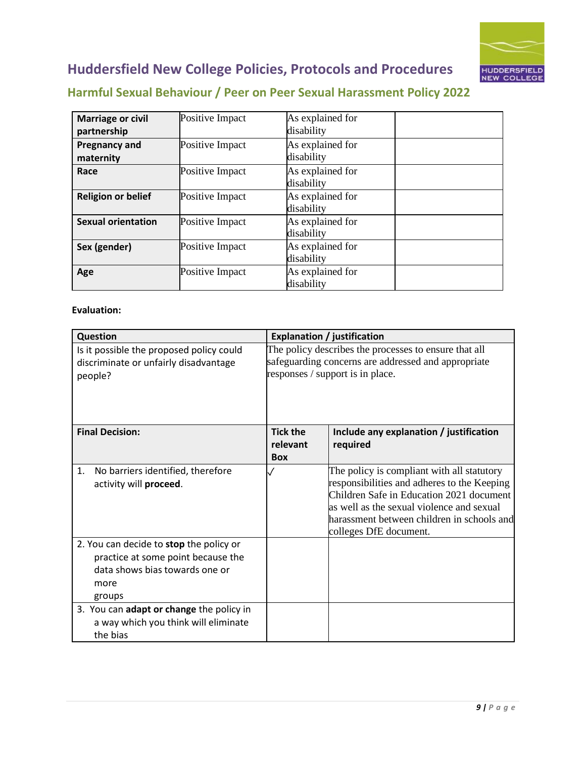| | | | |
|---|---|---|---|
| **Marriage or civil partnership** | Positive Impact | As explained for disability | |
| **Pregnancy and maternity** | Positive Impact | As explained for disability | |
| **Race** | Positive Impact | As explained for disability | |
| **Religion or belief** | Positive Impact | As explained for disability | |
| **Sexual orientation** | Positive Impact | As explained for disability | |
| **Sex (gender)** | Positive Impact | As explained for disability | |
| **Age** | Positive Impact | As explained for disability | |

**Evaluation:**

| **Question** | **Explanation / justification** | |
|---|---|---|
| Is it possible the proposed policy could discriminate or unfairly disadvantage people? | The policy describes the processes to ensure that all safeguarding concerns are addressed and appropriate responses / support is in place. | |
| **Final Decision:** | **Tick the relevant Box** | **Include any explanation / justification required** |
| 1. No barriers identified, therefore activity will **proceed**. | ✓ | The policy is compliant with all statutory responsibilities and adheres to the Keeping Children Safe in Education 2021 document as well as the sexual violence and sexual harassment between children in schools and colleges DfE document. |
| 2. You can decide to **stop** the policy or practice at some point because the data shows bias towards one or more groups | | |
| 3. You can **adapt or change** the policy in a way which you think will eliminate the bias | | |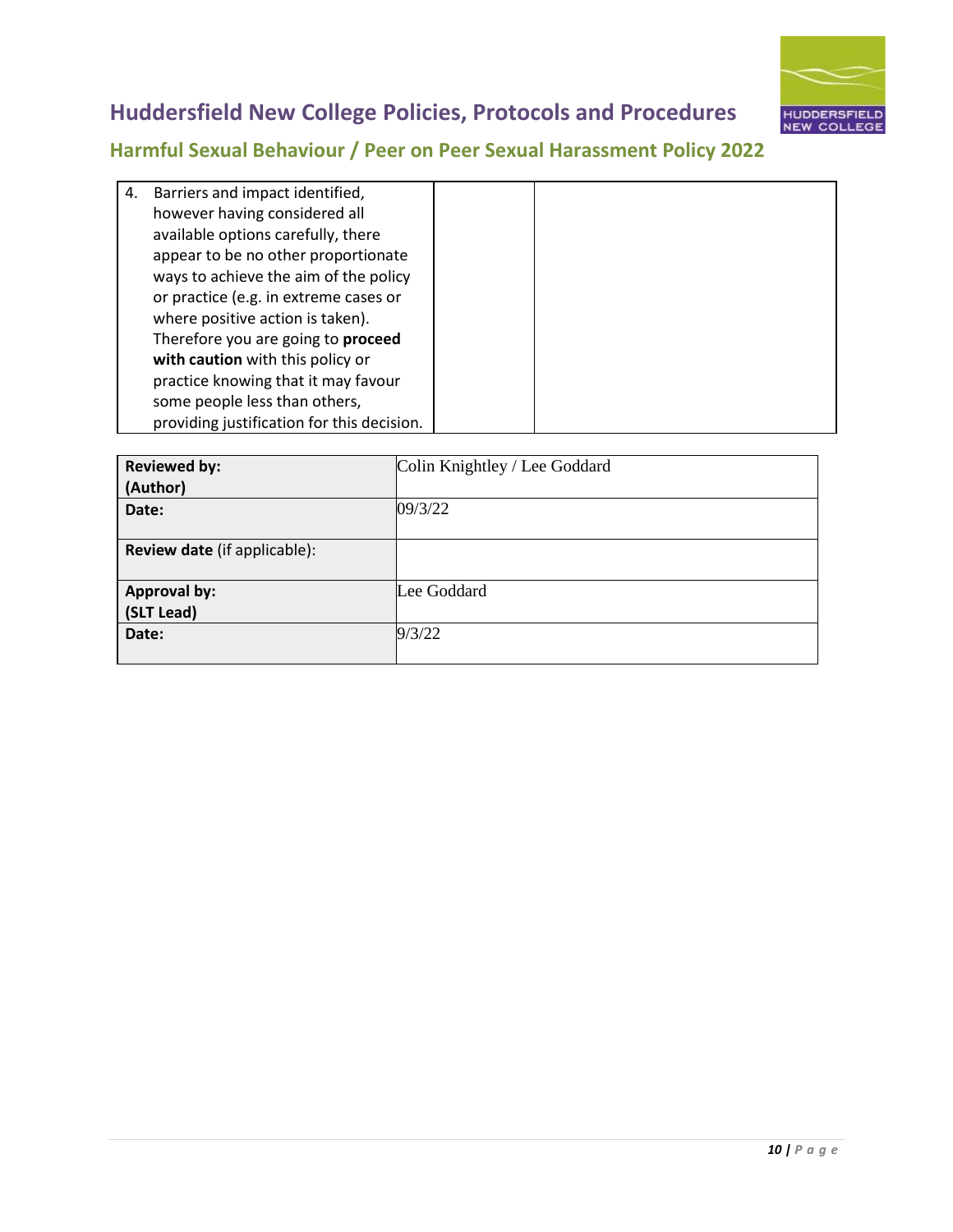| | | |
|---|---|---|
| 4. Barriers and impact identified, however having considered all available options carefully, there appear to be no other proportionate ways to achieve the aim of the policy or practice (e.g. in extreme cases or where positive action is taken). Therefore you are going to **proceed with caution** with this policy or practice knowing that it may favour some people less than others, providing justification for this decision. | | |

| | |
|---|---|
| **Reviewed by: (Author)** | Colin Knightley / Lee Goddard |
| **Date:** | 09/3/22 |
| **Review date** (if applicable): | |
| **Approval by: (SLT Lead)** | Lee Goddard |
| **Date:** | 9/3/22 |